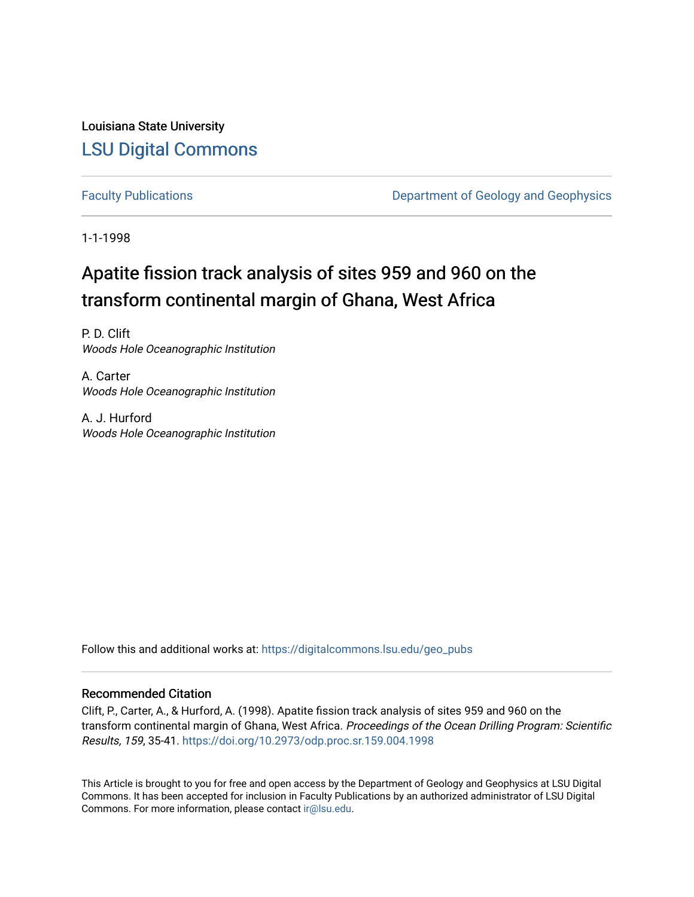Louisiana State University

[LSU Digital Commons](https://digitalcommons.lsu.edu/)

[Faculty Publications](https://digitalcommons.lsu.edu/geo_pubs) | [Department of Geology and Geophysics](https://digitalcommons.lsu.edu/geo_pubs)

1-1-1998

# Apatite fission track analysis of sites 959 and 960 on the transform continental margin of Ghana, West Africa

P. D. Clift
*Woods Hole Oceanographic Institution*

A. Carter
*Woods Hole Oceanographic Institution*

A. J. Hurford
*Woods Hole Oceanographic Institution*

Follow this and additional works at: https://digitalcommons.lsu.edu/geo_pubs

## Recommended Citation

Clift, P., Carter, A., & Hurford, A. (1998). Apatite fission track analysis of sites 959 and 960 on the transform continental margin of Ghana, West Africa. *Proceedings of the Ocean Drilling Program: Scientific Results, 159*, 35-41. https://doi.org/10.2973/odp.proc.sr.159.004.1998

This Article is brought to you for free and open access by the Department of Geology and Geophysics at LSU Digital Commons. It has been accepted for inclusion in Faculty Publications by an authorized administrator of LSU Digital Commons. For more information, please contact ir@lsu.edu.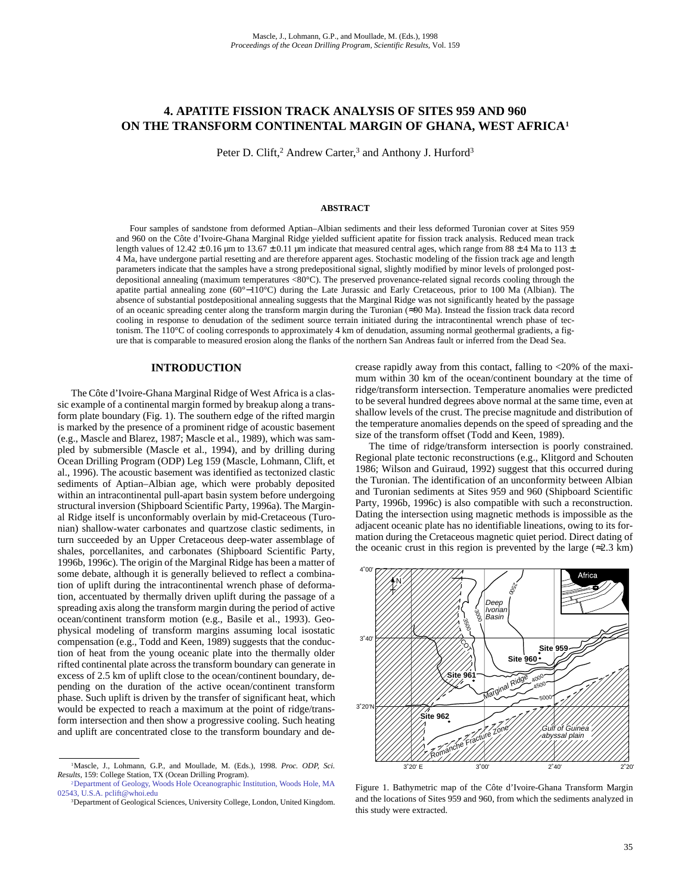Mascle, J., Lohmann, G.P., and Moullade, M. (Eds.), 1998
*Proceedings of the Ocean Drilling Program, Scientific Results,* Vol. 159

# 4. APATITE FISSION TRACK ANALYSIS OF SITES 959 AND 960 ON THE TRANSFORM CONTINENTAL MARGIN OF GHANA, WEST AFRICA[1]

Peter D. Clift,[2] Andrew Carter,[3] and Anthony J. Hurford[3]

## ABSTRACT

Four samples of sandstone from deformed Aptian–Albian sediments and their less deformed Turonian cover at Sites 959 and 960 on the Côte d'Ivoire-Ghana Marginal Ridge yielded sufficient apatite for fission track analysis. Reduced mean track length values of 12.42 ± 0.16 µm to 13.67 ± 0.11 µm indicate that measured central ages, which range from 88 ± 4 Ma to 113 ± 4 Ma, have undergone partial resetting and are therefore apparent ages. Stochastic modeling of the fission track age and length parameters indicate that the samples have a strong predepositional signal, slightly modified by minor levels of prolonged postdepositional annealing (maximum temperatures <80°C). The preserved provenance-related signal records cooling through the apatite partial annealing zone (60°−110°C) during the Late Jurassic and Early Cretaceous, prior to 100 Ma (Albian). The absence of substantial postdepositional annealing suggests that the Marginal Ridge was not significantly heated by the passage of an oceanic spreading center along the transform margin during the Turonian (≈90 Ma). Instead the fission track data record cooling in response to denudation of the sediment source terrain initiated during the intracontinental wrench phase of tectonism. The 110°C of cooling corresponds to approximately 4 km of denudation, assuming normal geothermal gradients, a figure that is comparable to measured erosion along the flanks of the northern San Andreas fault or inferred from the Dead Sea.

## INTRODUCTION

The Côte d'Ivoire-Ghana Marginal Ridge of West Africa is a classic example of a continental margin formed by breakup along a transform plate boundary (Fig. 1). The southern edge of the rifted margin is marked by the presence of a prominent ridge of acoustic basement (e.g., Mascle and Blarez, 1987; Mascle et al., 1989), which was sampled by submersible (Mascle et al., 1994), and by drilling during Ocean Drilling Program (ODP) Leg 159 (Mascle, Lohmann, Clift, et al., 1996). The acoustic basement was identified as tectonized clastic sediments of Aptian–Albian age, which were probably deposited within an intracontinental pull-apart basin system before undergoing structural inversion (Shipboard Scientific Party, 1996a). The Marginal Ridge itself is unconformably overlain by mid-Cretaceous (Turonian) shallow-water carbonates and quartzose clastic sediments, in turn succeeded by an Upper Cretaceous deep-water assemblage of shales, porcellanites, and carbonates (Shipboard Scientific Party, 1996b, 1996c). The origin of the Marginal Ridge has been a matter of some debate, although it is generally believed to reflect a combination of uplift during the intracontinental wrench phase of deformation, accentuated by thermally driven uplift during the passage of a spreading axis along the transform margin during the period of active ocean/continent transform motion (e.g., Basile et al., 1993). Geophysical modeling of transform margins assuming local isostatic compensation (e.g., Todd and Keen, 1989) suggests that the conduction of heat from the young oceanic plate into the thermally older rifted continental plate across the transform boundary can generate in excess of 2.5 km of uplift close to the ocean/continent boundary, depending on the duration of the active ocean/continent transform phase. Such uplift is driven by the transfer of significant heat, which would be expected to reach a maximum at the point of ridge/transform intersection and then show a progressive cooling. Such heating and uplift are concentrated close to the transform boundary and decrease rapidly away from this contact, falling to <20% of the maximum within 30 km of the ocean/continent boundary at the time of ridge/transform intersection. Temperature anomalies were predicted to be several hundred degrees above normal at the same time, even at shallow levels of the crust. The precise magnitude and distribution of the temperature anomalies depends on the speed of spreading and the size of the transform offset (Todd and Keen, 1989).

The time of ridge/transform intersection is poorly constrained. Regional plate tectonic reconstructions (e.g., Klitgord and Schouten 1986; Wilson and Guiraud, 1992) suggest that this occurred during the Turonian. The identification of an unconformity between Albian and Turonian sediments at Sites 959 and 960 (Shipboard Scientific Party, 1996b, 1996c) is also compatible with such a reconstruction. Dating the intersection using magnetic methods is impossible as the adjacent oceanic plate has no identifiable lineations, owing to its formation during the Cretaceous magnetic quiet period. Direct dating of the oceanic crust in this region is prevented by the large (≈2.3 km)

Figure 1. Bathymetric map of the Côte d'Ivoire-Ghana Transform Margin and the locations of Sites 959 and 960, from which the sediments analyzed in this study were extracted.

[1]Mascle, J., Lohmann, G.P., and Moullade, M. (Eds.), 1998. *Proc. ODP, Sci. Results,* 159: College Station, TX (Ocean Drilling Program).

[2]Department of Geology, Woods Hole Oceanographic Institution, Woods Hole, MA 02543, U.S.A. pclift@whoi.edu

[3]Department of Geological Sciences, University College, London, United Kingdom.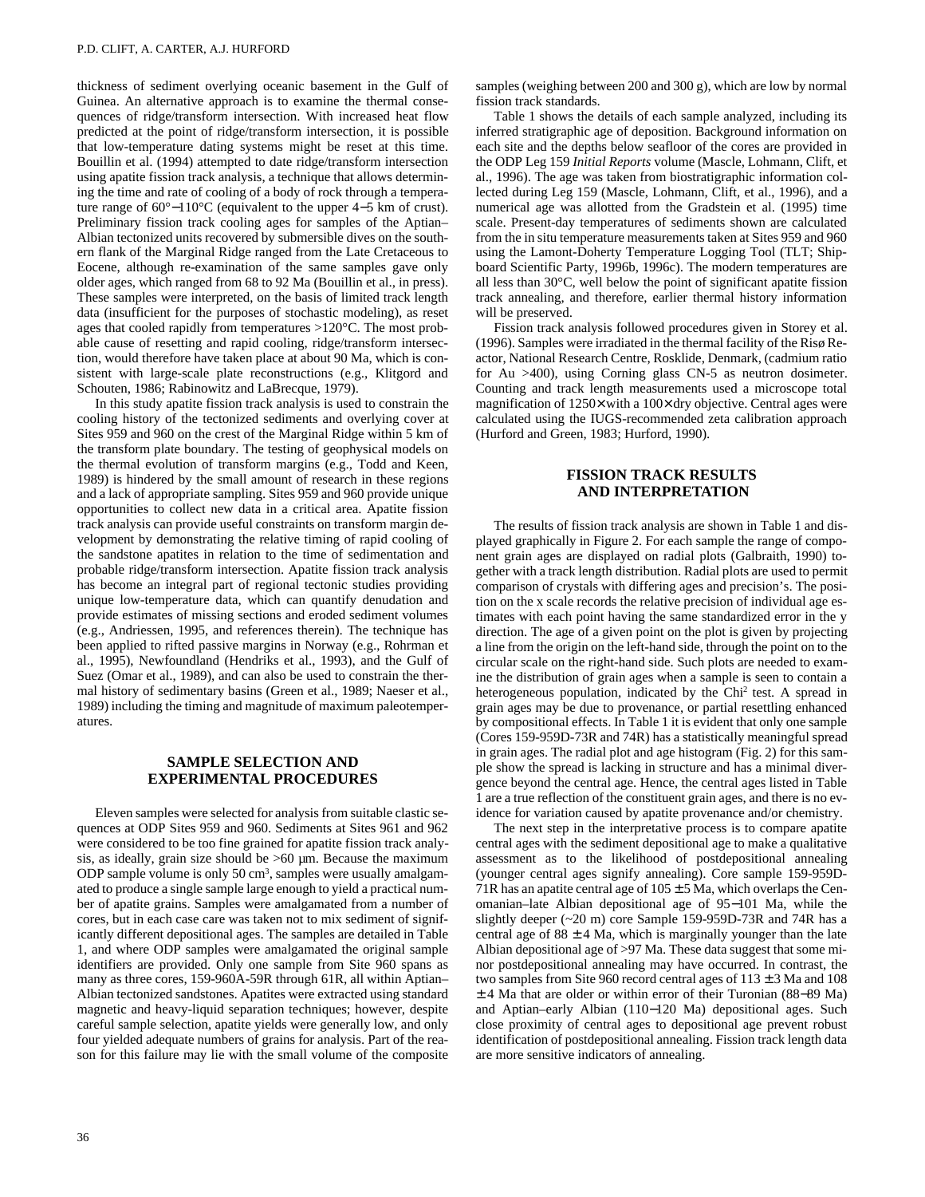thickness of sediment overlying oceanic basement in the Gulf of Guinea. An alternative approach is to examine the thermal consequences of ridge/transform intersection. With increased heat flow predicted at the point of ridge/transform intersection, it is possible that low-temperature dating systems might be reset at this time. Bouillin et al. (1994) attempted to date ridge/transform intersection using apatite fission track analysis, a technique that allows determining the time and rate of cooling of a body of rock through a temperature range of 60°−110°C (equivalent to the upper 4−5 km of crust). Preliminary fission track cooling ages for samples of the Aptian–Albian tectonized units recovered by submersible dives on the southern flank of the Marginal Ridge ranged from the Late Cretaceous to Eocene, although re-examination of the same samples gave only older ages, which ranged from 68 to 92 Ma (Bouillin et al., in press). These samples were interpreted, on the basis of limited track length data (insufficient for the purposes of stochastic modeling), as reset ages that cooled rapidly from temperatures >120°C. The most probable cause of resetting and rapid cooling, ridge/transform intersection, would therefore have taken place at about 90 Ma, which is consistent with large-scale plate reconstructions (e.g., Klitgord and Schouten, 1986; Rabinowitz and LaBrecque, 1979).

In this study apatite fission track analysis is used to constrain the cooling history of the tectonized sediments and overlying cover at Sites 959 and 960 on the crest of the Marginal Ridge within 5 km of the transform plate boundary. The testing of geophysical models on the thermal evolution of transform margins (e.g., Todd and Keen, 1989) is hindered by the small amount of research in these regions and a lack of appropriate sampling. Sites 959 and 960 provide unique opportunities to collect new data in a critical area. Apatite fission track analysis can provide useful constraints on transform margin development by demonstrating the relative timing of rapid cooling of the sandstone apatites in relation to the time of sedimentation and probable ridge/transform intersection. Apatite fission track analysis has become an integral part of regional tectonic studies providing unique low-temperature data, which can quantify denudation and provide estimates of missing sections and eroded sediment volumes (e.g., Andriessen, 1995, and references therein). The technique has been applied to rifted passive margins in Norway (e.g., Rohrman et al., 1995), Newfoundland (Hendriks et al., 1993), and the Gulf of Suez (Omar et al., 1989), and can also be used to constrain the thermal history of sedimentary basins (Green et al., 1989; Naeser et al., 1989) including the timing and magnitude of maximum paleotemperatures.

## SAMPLE SELECTION AND EXPERIMENTAL PROCEDURES

Eleven samples were selected for analysis from suitable clastic sequences at ODP Sites 959 and 960. Sediments at Sites 961 and 962 were considered to be too fine grained for apatite fission track analysis, as ideally, grain size should be >60 µm. Because the maximum ODP sample volume is only 50 cm$^3$, samples were usually amalgamated to produce a single sample large enough to yield a practical number of apatite grains. Samples were amalgamated from a number of cores, but in each case care was taken not to mix sediment of significantly different depositional ages. The samples are detailed in Table 1, and where ODP samples were amalgamated the original sample identifiers are provided. Only one sample from Site 960 spans as many as three cores, 159-960A-59R through 61R, all within Aptian–Albian tectonized sandstones. Apatites were extracted using standard magnetic and heavy-liquid separation techniques; however, despite careful sample selection, apatite yields were generally low, and only four yielded adequate numbers of grains for analysis. Part of the reason for this failure may lie with the small volume of the composite samples (weighing between 200 and 300 g), which are low by normal fission track standards.

Table 1 shows the details of each sample analyzed, including its inferred stratigraphic age of deposition. Background information on each site and the depths below seafloor of the cores are provided in the ODP Leg 159 *Initial Reports* volume (Mascle, Lohmann, Clift, et al., 1996). The age was taken from biostratigraphic information collected during Leg 159 (Mascle, Lohmann, Clift, et al., 1996), and a numerical age was allotted from the Gradstein et al. (1995) time scale. Present-day temperatures of sediments shown are calculated from the in situ temperature measurements taken at Sites 959 and 960 using the Lamont-Doherty Temperature Logging Tool (TLT; Shipboard Scientific Party, 1996b, 1996c). The modern temperatures are all less than 30°C, well below the point of significant apatite fission track annealing, and therefore, earlier thermal history information will be preserved.

Fission track analysis followed procedures given in Storey et al. (1996). Samples were irradiated in the thermal facility of the Risø Reactor, National Research Centre, Rosklide, Denmark, (cadmium ratio for Au >400), using Corning glass CN-5 as neutron dosimeter. Counting and track length measurements used a microscope total magnification of 1250× with a 100× dry objective. Central ages were calculated using the IUGS-recommended zeta calibration approach (Hurford and Green, 1983; Hurford, 1990).

## FISSION TRACK RESULTS AND INTERPRETATION

The results of fission track analysis are shown in Table 1 and displayed graphically in Figure 2. For each sample the range of component grain ages are displayed on radial plots (Galbraith, 1990) together with a track length distribution. Radial plots are used to permit comparison of crystals with differing ages and precision's. The position on the x scale records the relative precision of individual age estimates with each point having the same standardized error in the y direction. The age of a given point on the plot is given by projecting a line from the origin on the left-hand side, through the point on to the circular scale on the right-hand side. Such plots are needed to examine the distribution of grain ages when a sample is seen to contain a heterogeneous population, indicated by the Chi$^2$ test. A spread in grain ages may be due to provenance, or partial resetting enhanced by compositional effects. In Table 1 it is evident that only one sample (Cores 159-959D-73R and 74R) has a statistically meaningful spread in grain ages. The radial plot and age histogram (Fig. 2) for this sample show the spread is lacking in structure and has a minimal divergence beyond the central age. Hence, the central ages listed in Table 1 are a true reflection of the constituent grain ages, and there is no evidence for variation caused by apatite provenance and/or chemistry.

The next step in the interpretative process is to compare apatite central ages with the sediment depositional age to make a qualitative assessment as to the likelihood of postdepositional annealing (younger central ages signify annealing). Core sample 159-959D-71R has an apatite central age of 105 ± 5 Ma, which overlaps the Cenomanian–late Albian depositional age of 95−101 Ma, while the slightly deeper (~20 m) core Sample 159-959D-73R and 74R has a central age of 88 ± 4 Ma, which is marginally younger than the late Albian depositional age of >97 Ma. These data suggest that some minor postdepositional annealing may have occurred. In contrast, the two samples from Site 960 record central ages of 113 ± 3 Ma and 108 ± 4 Ma that are older or within error of their Turonian (88−89 Ma) and Aptian–early Albian (110−120 Ma) depositional ages. Such close proximity of central ages to depositional age prevent robust identification of postdepositional annealing. Fission track length data are more sensitive indicators of annealing.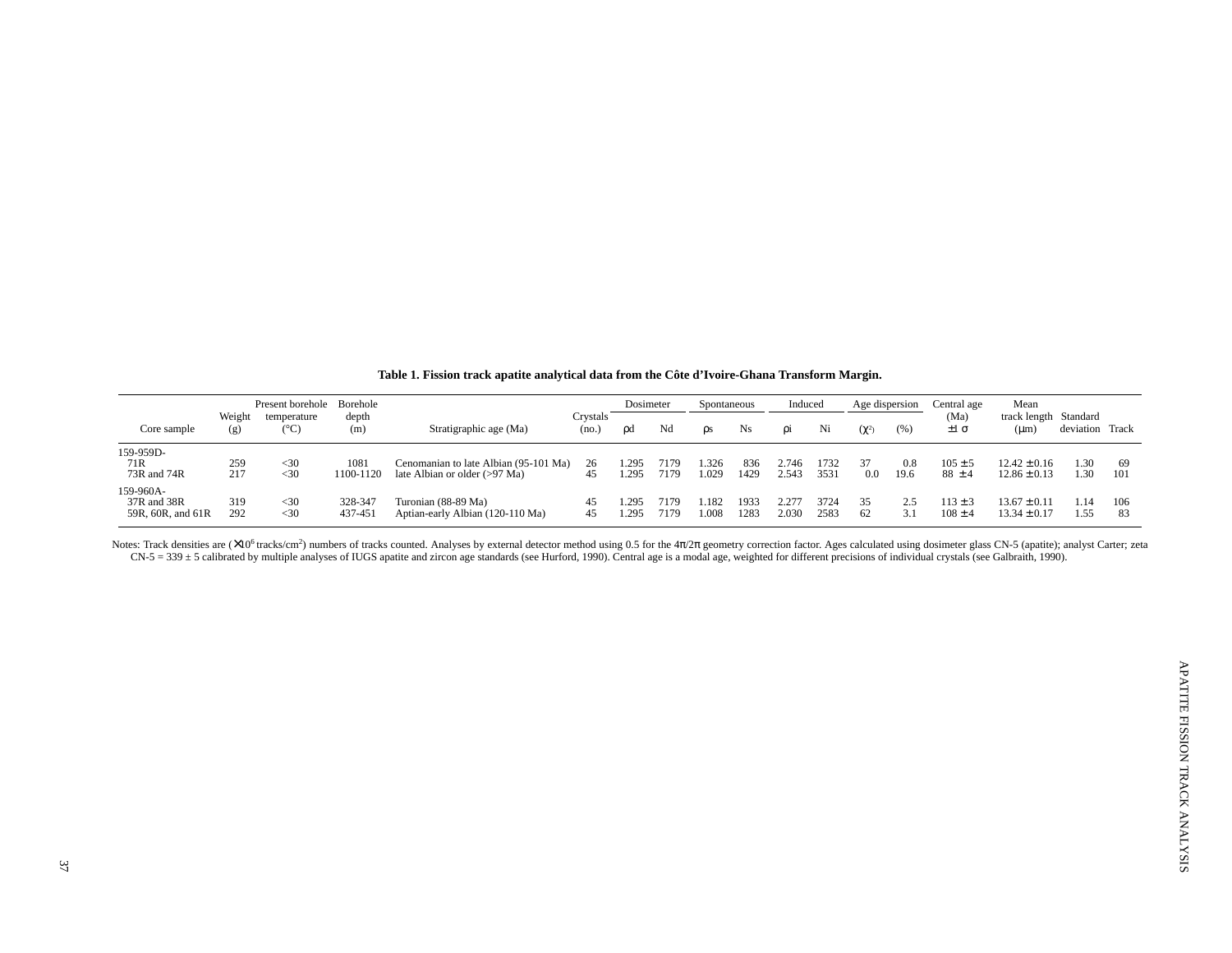**Table 1. Fission track apatite analytical data from the Côte d'Ivoire-Ghana Transform Margin.**

| Core sample | Weight (g) | Present borehole temperature (°C) | Borehole depth (m) | Stratigraphic age (Ma) | Crystals (no.) | Dosimeter | | Spontaneous | | Induced | | Age dispersion | | Central age (Ma) $\pm 1\sigma$ | Mean track length (μm) | Standard deviation | Track |
|---|---|---|---|---|---|---|---|---|---|---|---|---|---|---|---|---|---|
| | | | | | | $\rho d$ | Nd | $\rho s$ | Ns | $\rho i$ | Ni | ($\chi^2$) | (%) | | | | |
| 159-959D- | | | | | | | | | | | | | | | | | |
| 71R | 259 | <30 | 1081 | Cenomanian to late Albian (95-101 Ma) | 26 | 1.295 | 7179 | 1.326 | 836 | 2.746 | 1732 | 37 | 0.8 | 105 ± 5 | 12.42 ± 0.16 | 1.30 | 69 |
| 73R and 74R | 217 | <30 | 1100-1120 | late Albian or older (>97 Ma) | 45 | 1.295 | 7179 | 1.029 | 1429 | 2.543 | 3531 | 0.0 | 19.6 | 88 ± 4 | 12.86 ± 0.13 | 1.30 | 101 |
| 159-960A- | | | | | | | | | | | | | | | | | |
| 37R and 38R | 319 | <30 | 328-347 | Turonian (88-89 Ma) | 45 | 1.295 | 7179 | 1.182 | 1933 | 2.277 | 3724 | 35 | 2.5 | 113 ± 3 | 13.67 ± 0.11 | 1.14 | 106 |
| 59R, 60R, and 61R | 292 | <30 | 437-451 | Aptian-early Albian (120-110 Ma) | 45 | 1.295 | 7179 | 1.008 | 1283 | 2.030 | 2583 | 62 | 3.1 | 108 ± 4 | 13.34 ± 0.17 | 1.55 | 83 |

Notes: Track densities are ($\times 10^6$ tracks/cm$^2$) numbers of tracks counted. Analyses by external detector method using 0.5 for the $4\pi/2\pi$ geometry correction factor. Ages calculated using dosimeter glass CN-5 (apatite); analyst Carter; zeta CN-5 = 339 ± 5 calibrated by multiple analyses of IUGS apatite and zircon age standards (see Hurford, 1990). Central age is a modal age, weighted for different precisions of individual crystals (see Galbraith, 1990).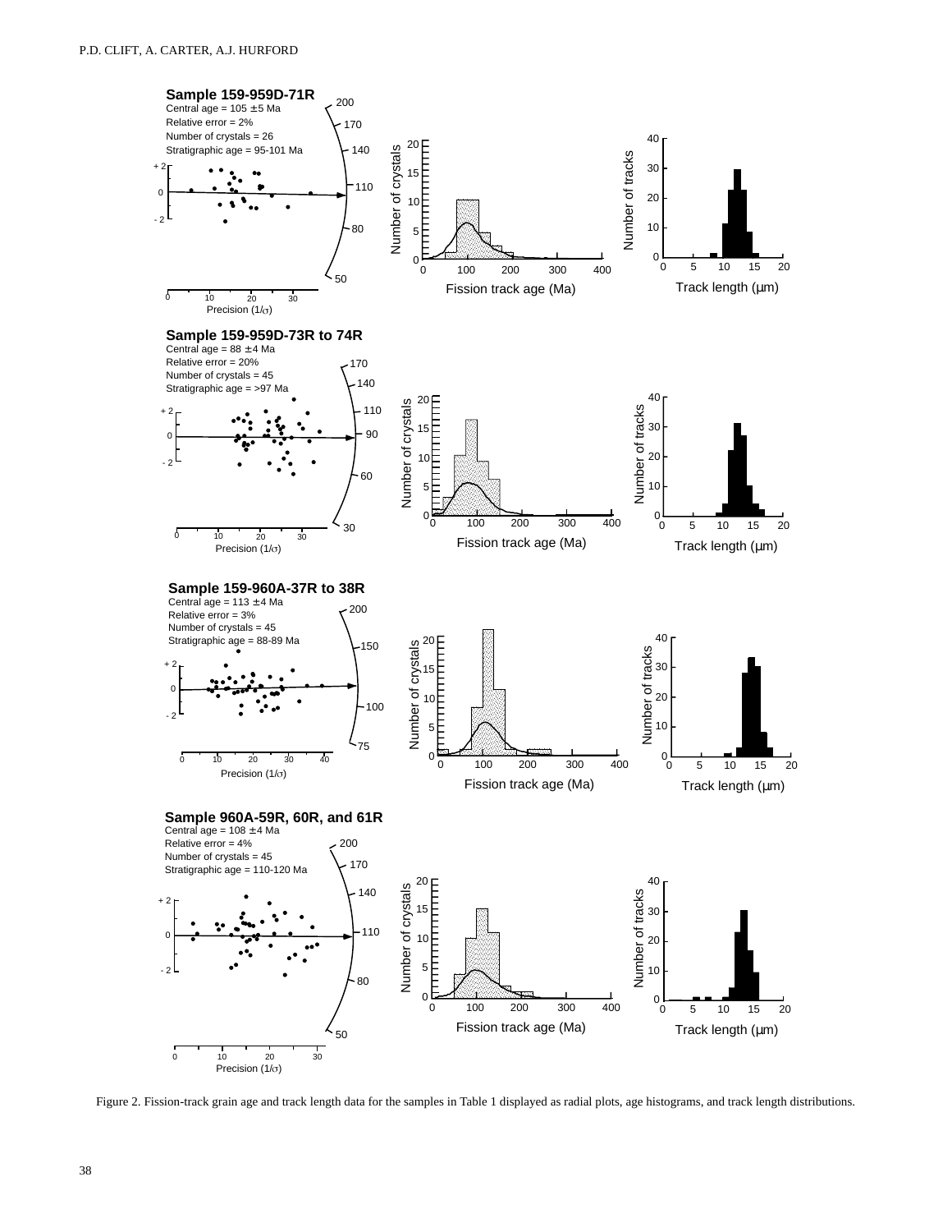**Sample 159-959D-71R**
Central age = 105 ± 5 Ma
Relative error = 2%
Number of crystals = 26
Stratigraphic age = 95-101 Ma

**Sample 159-959D-73R to 74R**
Central age = 88 ± 4 Ma
Relative error = 20%
Number of crystals = 45
Stratigraphic age = >97 Ma

**Sample 159-960A-37R to 38R**
Central age = 113 ± 4 Ma
Relative error = 3%
Number of crystals = 45
Stratigraphic age = 88-89 Ma

**Sample 960A-59R, 60R, and 61R**
Central age = 108 ± 4 Ma
Relative error = 4%
Number of crystals = 45
Stratigraphic age = 110-120 Ma

Figure 2. Fission-track grain age and track length data for the samples in Table 1 displayed as radial plots, age histograms, and track length distributions.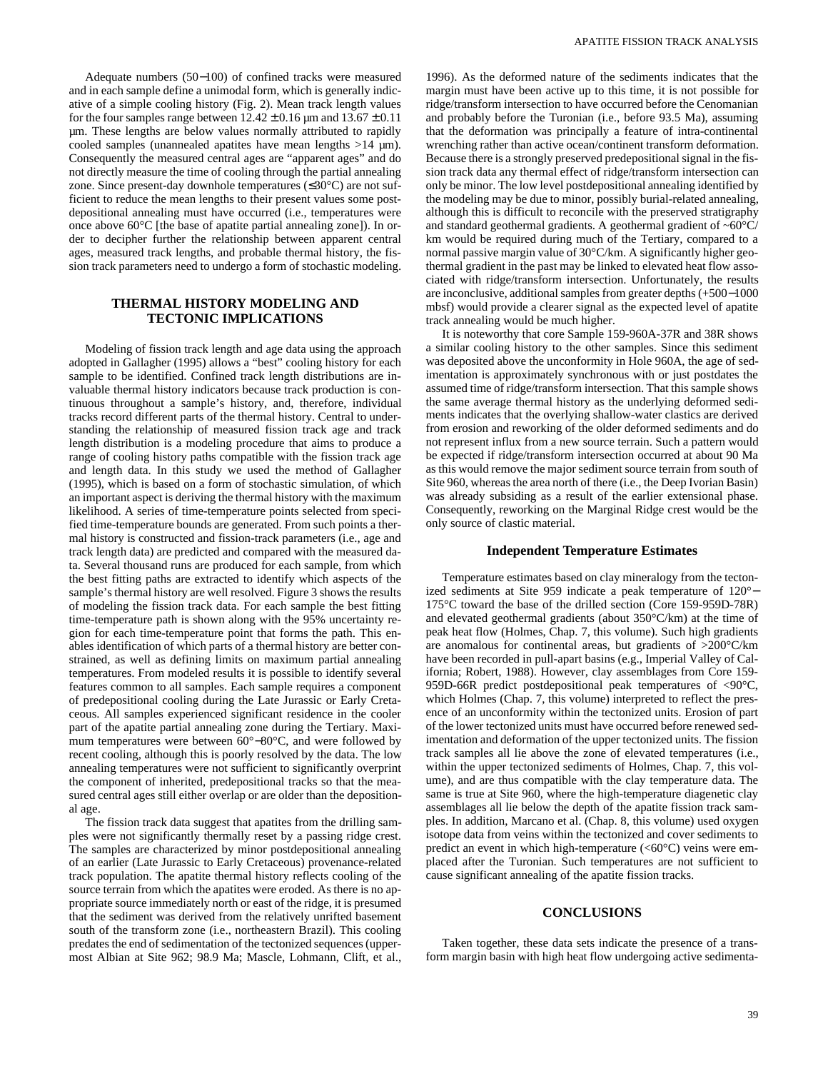Adequate numbers (50−100) of confined tracks were measured and in each sample define a unimodal form, which is generally indicative of a simple cooling history (Fig. 2). Mean track length values for the four samples range between 12.42 ± 0.16 µm and 13.67 ± 0.11 µm. These lengths are below values normally attributed to rapidly cooled samples (unannealed apatites have mean lengths >14 µm). Consequently the measured central ages are "apparent ages" and do not directly measure the time of cooling through the partial annealing zone. Since present-day downhole temperatures (≤30°C) are not sufficient to reduce the mean lengths to their present values some postdepositional annealing must have occurred (i.e., temperatures were once above 60°C [the base of apatite partial annealing zone]). In order to decipher further the relationship between apparent central ages, measured track lengths, and probable thermal history, the fission track parameters need to undergo a form of stochastic modeling.

## THERMAL HISTORY MODELING AND TECTONIC IMPLICATIONS

Modeling of fission track length and age data using the approach adopted in Gallagher (1995) allows a "best" cooling history for each sample to be identified. Confined track length distributions are invaluable thermal history indicators because track production is continuous throughout a sample's history, and, therefore, individual tracks record different parts of the thermal history. Central to understanding the relationship of measured fission track age and track length distribution is a modeling procedure that aims to produce a range of cooling history paths compatible with the fission track age and length data. In this study we used the method of Gallagher (1995), which is based on a form of stochastic simulation, of which an important aspect is deriving the thermal history with the maximum likelihood. A series of time-temperature points selected from specified time-temperature bounds are generated. From such points a thermal history is constructed and fission-track parameters (i.e., age and track length data) are predicted and compared with the measured data. Several thousand runs are produced for each sample, from which the best fitting paths are extracted to identify which aspects of the sample's thermal history are well resolved. Figure 3 shows the results of modeling the fission track data. For each sample the best fitting time-temperature path is shown along with the 95% uncertainty region for each time-temperature point that forms the path. This enables identification of which parts of a thermal history are better constrained, as well as defining limits on maximum partial annealing temperatures. From modeled results it is possible to identify several features common to all samples. Each sample requires a component of predepositional cooling during the Late Jurassic or Early Cretaceous. All samples experienced significant residence in the cooler part of the apatite partial annealing zone during the Tertiary. Maximum temperatures were between 60°−80°C, and were followed by recent cooling, although this is poorly resolved by the data. The low annealing temperatures were not sufficient to significantly overprint the component of inherited, predepositional tracks so that the measured central ages still either overlap or are older than the depositional age.

The fission track data suggest that apatites from the drilling samples were not significantly thermally reset by a passing ridge crest. The samples are characterized by minor postdepositional annealing of an earlier (Late Jurassic to Early Cretaceous) provenance-related track population. The apatite thermal history reflects cooling of the source terrain from which the apatites were eroded. As there is no appropriate source immediately north or east of the ridge, it is presumed that the sediment was derived from the relatively unrifted basement south of the transform zone (i.e., northeastern Brazil). This cooling predates the end of sedimentation of the tectonized sequences (uppermost Albian at Site 962; 98.9 Ma; Mascle, Lohmann, Clift, et al., 1996). As the deformed nature of the sediments indicates that the margin must have been active up to this time, it is not possible for ridge/transform intersection to have occurred before the Cenomanian and probably before the Turonian (i.e., before 93.5 Ma), assuming that the deformation was principally a feature of intra-continental wrenching rather than active ocean/continent transform deformation. Because there is a strongly preserved predepositional signal in the fission track data any thermal effect of ridge/transform intersection can only be minor. The low level postdepositional annealing identified by the modeling may be due to minor, possibly burial-related annealing, although this is difficult to reconcile with the preserved stratigraphy and standard geothermal gradients. A geothermal gradient of ~60°C/km would be required during much of the Tertiary, compared to a normal passive margin value of 30°C/km. A significantly higher geothermal gradient in the past may be linked to elevated heat flow associated with ridge/transform intersection. Unfortunately, the results are inconclusive, additional samples from greater depths (+500−1000 mbsf) would provide a clearer signal as the expected level of apatite track annealing would be much higher.

It is noteworthy that core Sample 159-960A-37R and 38R shows a similar cooling history to the other samples. Since this sediment was deposited above the unconformity in Hole 960A, the age of sedimentation is approximately synchronous with or just postdates the assumed time of ridge/transform intersection. That this sample shows the same average thermal history as the underlying deformed sediments indicates that the overlying shallow-water clastics are derived from erosion and reworking of the older deformed sediments and do not represent influx from a new source terrain. Such a pattern would be expected if ridge/transform intersection occurred at about 90 Ma as this would remove the major sediment source terrain from south of Site 960, whereas the area north of there (i.e., the Deep Ivorian Basin) was already subsiding as a result of the earlier extensional phase. Consequently, reworking on the Marginal Ridge crest would be the only source of clastic material.

### Independent Temperature Estimates

Temperature estimates based on clay mineralogy from the tectonized sediments at Site 959 indicate a peak temperature of 120°−175°C toward the base of the drilled section (Core 159-959D-78R) and elevated geothermal gradients (about 350°C/km) at the time of peak heat flow (Holmes, Chap. 7, this volume). Such high gradients are anomalous for continental areas, but gradients of >200°C/km have been recorded in pull-apart basins (e.g., Imperial Valley of California; Robert, 1988). However, clay assemblages from Core 159-959D-66R predict postdepositional peak temperatures of <90°C, which Holmes (Chap. 7, this volume) interpreted to reflect the presence of an unconformity within the tectonized units. Erosion of part of the lower tectonized units must have occurred before renewed sedimentation and deformation of the upper tectonized units. The fission track samples all lie above the zone of elevated temperatures (i.e., within the upper tectonized sediments of Holmes, Chap. 7, this volume), and are thus compatible with the clay temperature data. The same is true at Site 960, where the high-temperature diagenetic clay assemblages all lie below the depth of the apatite fission track samples. In addition, Marcano et al. (Chap. 8, this volume) used oxygen isotope data from veins within the tectonized and cover sediments to predict an event in which high-temperature (<60°C) veins were emplaced after the Turonian. Such temperatures are not sufficient to cause significant annealing of the apatite fission tracks.

## CONCLUSIONS

Taken together, these data sets indicate the presence of a transform margin basin with high heat flow undergoing active sedimenta-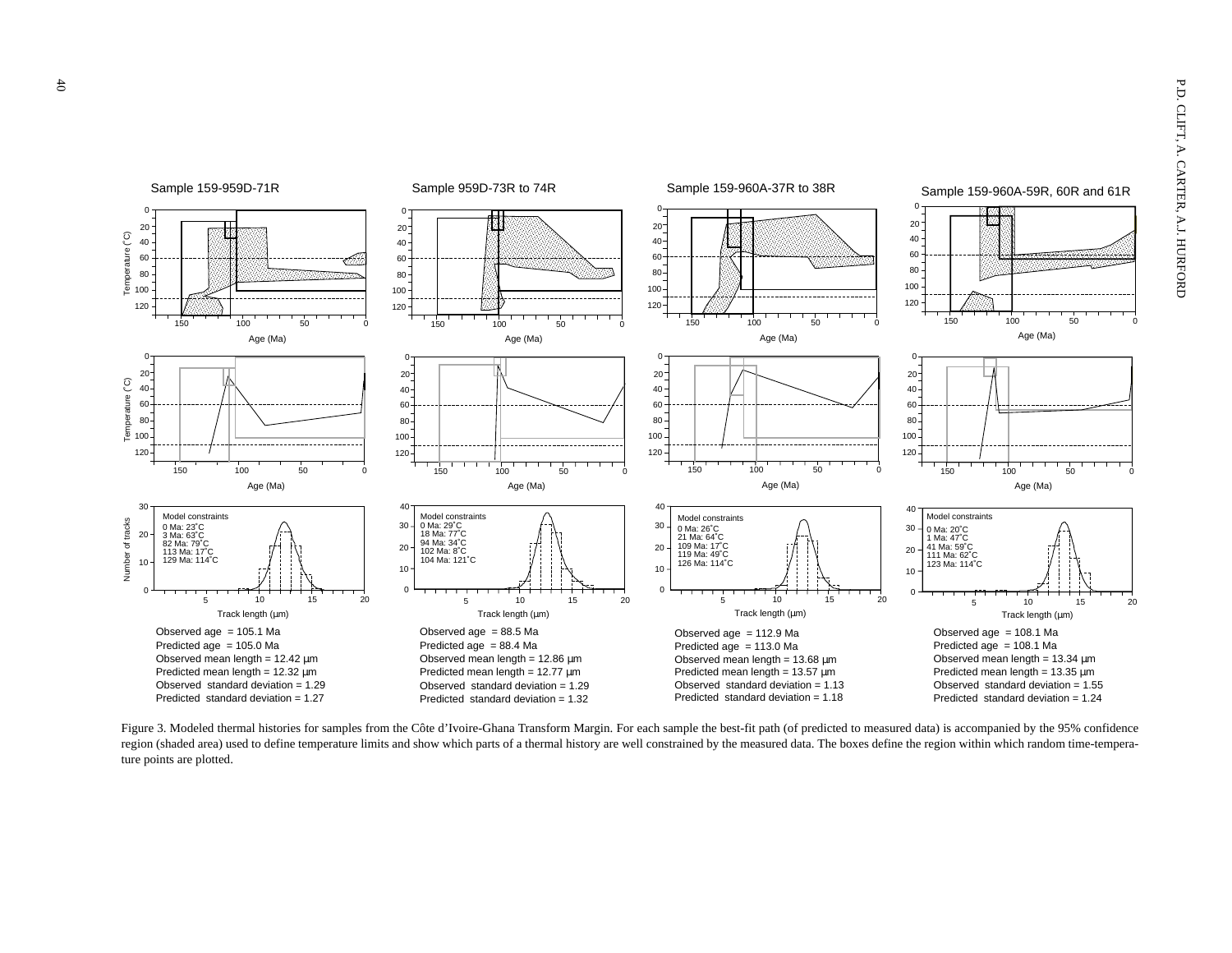**Sample 159-959D-71R**

Model constraints
0 Ma: 23˚C
3 Ma: 63˚C
82 Ma: 79˚C
113 Ma: 17˚C
129 Ma: 114˚C

Observed age = 105.1 Ma
Predicted age = 105.0 Ma
Observed mean length = 12.42 µm
Predicted mean length = 12.32 µm
Observed standard deviation = 1.29
Predicted standard deviation = 1.27

**Sample 959D-73R to 74R**

Model constraints
0 Ma: 29˚C
18 Ma: 77˚C
94 Ma: 34˚C
102 Ma: 8˚C
104 Ma: 121˚C

Observed age = 88.5 Ma
Predicted age = 88.4 Ma
Observed mean length = 12.86 µm
Predicted mean length = 12.77 µm
Observed standard deviation = 1.29
Predicted standard deviation = 1.32

**Sample 159-960A-37R to 38R**

Model constraints
0 Ma: 26˚C
21 Ma: 64˚C
109 Ma: 17˚C
119 Ma: 49˚C
126 Ma: 114˚C

Observed age = 112.9 Ma
Predicted age = 113.0 Ma
Observed mean length = 13.68 µm
Predicted mean length = 13.57 µm
Observed standard deviation = 1.13
Predicted standard deviation = 1.18

**Sample 159-960A-59R, 60R and 61R**

Model constraints
0 Ma: 20˚C
1 Ma: 47˚C
41 Ma: 59˚C
111 Ma: 62˚C
123 Ma: 114˚C

Observed age = 108.1 Ma
Predicted age = 108.1 Ma
Observed mean length = 13.34 µm
Predicted mean length = 13.35 µm
Observed standard deviation = 1.55
Predicted standard deviation = 1.24

Figure 3. Modeled thermal histories for samples from the Côte d'Ivoire-Ghana Transform Margin. For each sample the best-fit path (of predicted to measured data) is accompanied by the 95% confidence region (shaded area) used to define temperature limits and show which parts of a thermal history are well constrained by the measured data. The boxes define the region within which random time-temperature points are plotted.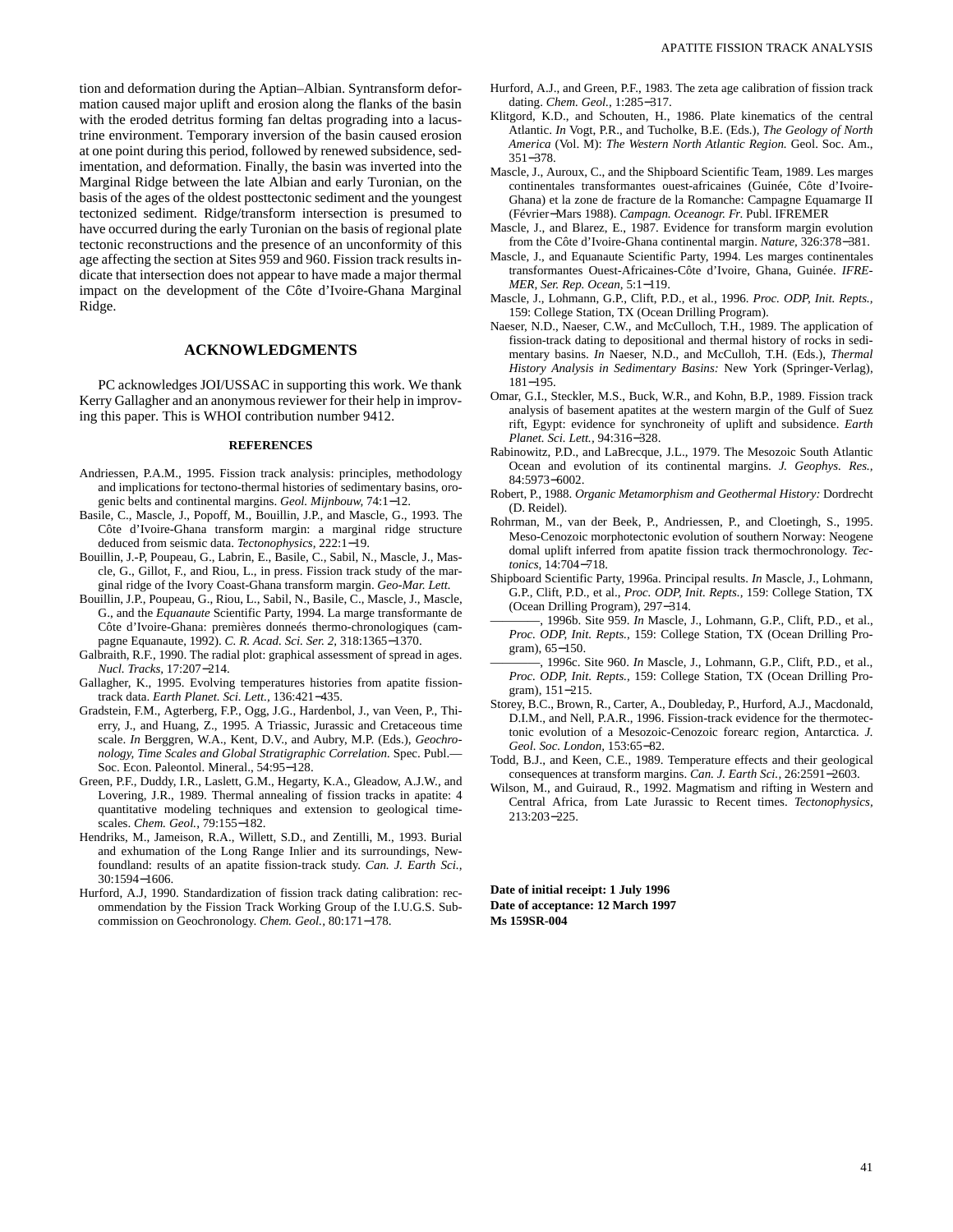tion and deformation during the Aptian–Albian. Syntransform deformation caused major uplift and erosion along the flanks of the basin with the eroded detritus forming fan deltas prograding into a lacustrine environment. Temporary inversion of the basin caused erosion at one point during this period, followed by renewed subsidence, sedimentation, and deformation. Finally, the basin was inverted into the Marginal Ridge between the late Albian and early Turonian, on the basis of the ages of the oldest posttectonic sediment and the youngest tectonized sediment. Ridge/transform intersection is presumed to have occurred during the early Turonian on the basis of regional plate tectonic reconstructions and the presence of an unconformity of this age affecting the section at Sites 959 and 960. Fission track results indicate that intersection does not appear to have made a major thermal impact on the development of the Côte d'Ivoire-Ghana Marginal Ridge.

## ACKNOWLEDGMENTS

PC acknowledges JOI/USSAC in supporting this work. We thank Kerry Gallagher and an anonymous reviewer for their help in improving this paper. This is WHOI contribution number 9412.

### REFERENCES

Andriessen, P.A.M., 1995. Fission track analysis: principles, methodology and implications for tectono-thermal histories of sedimentary basins, orogenic belts and continental margins. *Geol. Mijnbouw,* 74:1−12.

Basile, C., Mascle, J., Popoff, M., Bouillin, J.P., and Mascle, G., 1993. The Côte d'Ivoire-Ghana transform margin: a marginal ridge structure deduced from seismic data. *Tectonophysics,* 222:1−19.

Bouillin, J.-P, Poupeau, G., Labrin, E., Basile, C., Sabil, N., Mascle, J., Mascle, G., Gillot, F., and Riou, L., in press. Fission track study of the marginal ridge of the Ivory Coast-Ghana transform margin. *Geo-Mar. Lett.*

Bouillin, J.P., Poupeau, G., Riou, L., Sabil, N., Basile, C., Mascle, J., Mascle, G., and the *Equanaute* Scientific Party, 1994. La marge transformante de Côte d'Ivoire-Ghana: premières donneés thermo-chronologiques (campagne Equanaute, 1992). *C. R. Acad. Sci. Ser. 2,* 318:1365−1370.

Galbraith, R.F., 1990. The radial plot: graphical assessment of spread in ages. *Nucl. Tracks,* 17:207−214.

Gallagher, K., 1995. Evolving temperatures histories from apatite fission-track data. *Earth Planet. Sci. Lett.,* 136:421−435.

Gradstein, F.M., Agterberg, F.P., Ogg, J.G., Hardenbol, J., van Veen, P., Thierry, J., and Huang, Z., 1995. A Triassic, Jurassic and Cretaceous time scale. *In* Berggren, W.A., Kent, D.V., and Aubry, M.P. (Eds.), *Geochronology, Time Scales and Global Stratigraphic Correlation.* Spec. Publ.—Soc. Econ. Paleontol. Mineral., 54:95−128.

Green, P.F., Duddy, I.R., Laslett, G.M., Hegarty, K.A., Gleadow, A.J.W., and Lovering, J.R., 1989. Thermal annealing of fission tracks in apatite: 4 quantitative modeling techniques and extension to geological timescales. *Chem. Geol.,* 79:155−182.

Hendriks, M., Jameison, R.A., Willett, S.D., and Zentilli, M., 1993. Burial and exhumation of the Long Range Inlier and its surroundings, Newfoundland: results of an apatite fission-track study. *Can. J. Earth Sci.,* 30:1594−1606.

Hurford, A.J, 1990. Standardization of fission track dating calibration: recommendation by the Fission Track Working Group of the I.U.G.S. Subcommission on Geochronology. *Chem. Geol.,* 80:171−178.

Hurford, A.J., and Green, P.F., 1983. The zeta age calibration of fission track dating. *Chem. Geol.,* 1:285−317.

Klitgord, K.D., and Schouten, H., 1986. Plate kinematics of the central Atlantic. *In* Vogt, P.R., and Tucholke, B.E. (Eds.), *The Geology of North America* (Vol. M): *The Western North Atlantic Region.* Geol. Soc. Am., 351−378.

Mascle, J., Auroux, C., and the Shipboard Scientific Team, 1989. Les marges continentales transformantes ouest-africaines (Guinée, Côte d'Ivoire-Ghana) et la zone de fracture de la Romanche: Campagne Equamarge II (Février−Mars 1988). *Campagn. Oceanogr. Fr.* Publ. IFREMER

Mascle, J., and Blarez, E., 1987. Evidence for transform margin evolution from the Côte d'Ivoire-Ghana continental margin. *Nature,* 326:378−381.

Mascle, J., and Equanaute Scientific Party, 1994. Les marges continentales transformantes Ouest-Africaines-Côte d'Ivoire, Ghana, Guinée. *IFREMER, Ser. Rep. Ocean,* 5:1−119.

Mascle, J., Lohmann, G.P., Clift, P.D., et al., 1996. *Proc. ODP, Init. Repts.,* 159: College Station, TX (Ocean Drilling Program).

Naeser, N.D., Naeser, C.W., and McCulloch, T.H., 1989. The application of fission-track dating to depositional and thermal history of rocks in sedimentary basins. *In* Naeser, N.D., and McCulloh, T.H. (Eds.), *Thermal History Analysis in Sedimentary Basins:* New York (Springer-Verlag), 181−195.

Omar, G.I., Steckler, M.S., Buck, W.R., and Kohn, B.P., 1989. Fission track analysis of basement apatites at the western margin of the Gulf of Suez rift, Egypt: evidence for synchroneity of uplift and subsidence. *Earth Planet. Sci. Lett.,* 94:316−328.

Rabinowitz, P.D., and LaBrecque, J.L., 1979. The Mesozoic South Atlantic Ocean and evolution of its continental margins. *J. Geophys. Res.,* 84:5973−6002.

Robert, P., 1988. *Organic Metamorphism and Geothermal History:* Dordrecht (D. Reidel).

Rohrman, M., van der Beek, P., Andriessen, P., and Cloetingh, S., 1995. Meso-Cenozoic morphotectonic evolution of southern Norway: Neogene domal uplift inferred from apatite fission track thermochronology. *Tectonics,* 14:704−718.

Shipboard Scientific Party, 1996a. Principal results. *In* Mascle, J., Lohmann, G.P., Clift, P.D., et al., *Proc. ODP, Init. Repts.,* 159: College Station, TX (Ocean Drilling Program), 297−314.

————, 1996b. Site 959. *In* Mascle, J., Lohmann, G.P., Clift, P.D., et al., *Proc. ODP, Init. Repts.,* 159: College Station, TX (Ocean Drilling Program), 65−150.

————, 1996c. Site 960. *In* Mascle, J., Lohmann, G.P., Clift, P.D., et al., *Proc. ODP, Init. Repts.,* 159: College Station, TX (Ocean Drilling Program), 151−215.

Storey, B.C., Brown, R., Carter, A., Doubleday, P., Hurford, A.J., Macdonald, D.I.M., and Nell, P.A.R., 1996. Fission-track evidence for the thermotectonic evolution of a Mesozoic-Cenozoic forearc region, Antarctica. *J. Geol. Soc. London,* 153:65−82.

Todd, B.J., and Keen, C.E., 1989. Temperature effects and their geological consequences at transform margins. *Can. J. Earth Sci.,* 26:2591−2603.

Wilson, M., and Guiraud, R., 1992. Magmatism and rifting in Western and Central Africa, from Late Jurassic to Recent times. *Tectonophysics,* 213:203−225.

**Date of initial receipt: 1 July 1996**
**Date of acceptance: 12 March 1997**
**Ms 159SR-004**